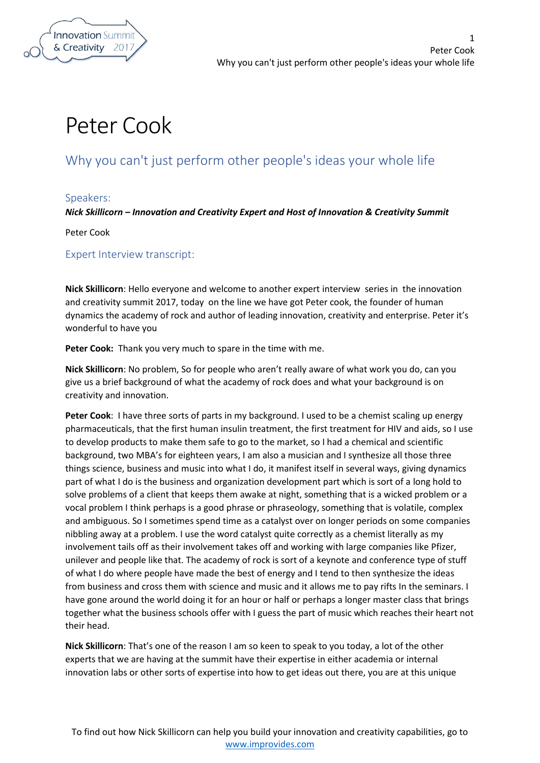# Peter Cook

## Why you can't just perform other people's ideas your whole life

### Speakers:

***Nick Skillicorn – Innovation and Creativity Expert and Host of Innovation & Creativity Summit***

Peter Cook

### Expert Interview transcript:

**Nick Skillicorn**: Hello everyone and welcome to another expert interview series in the innovation and creativity summit 2017, today on the line we have got Peter cook, the founder of human dynamics the academy of rock and author of leading innovation, creativity and enterprise. Peter it's wonderful to have you

**Peter Cook:** Thank you very much to spare in the time with me.

**Nick Skillicorn**: No problem, So for people who aren't really aware of what work you do, can you give us a brief background of what the academy of rock does and what your background is on creativity and innovation.

**Peter Cook**: I have three sorts of parts in my background. I used to be a chemist scaling up energy pharmaceuticals, that the first human insulin treatment, the first treatment for HIV and aids, so I use to develop products to make them safe to go to the market, so I had a chemical and scientific background, two MBA's for eighteen years, I am also a musician and I synthesize all those three things science, business and music into what I do, it manifest itself in several ways, giving dynamics part of what I do is the business and organization development part which is sort of a long hold to solve problems of a client that keeps them awake at night, something that is a wicked problem or a vocal problem I think perhaps is a good phrase or phraseology, something that is volatile, complex and ambiguous. So I sometimes spend time as a catalyst over on longer periods on some companies nibbling away at a problem. I use the word catalyst quite correctly as a chemist literally as my involvement tails off as their involvement takes off and working with large companies like Pfizer, unilever and people like that. The academy of rock is sort of a keynote and conference type of stuff of what I do where people have made the best of energy and I tend to then synthesize the ideas from business and cross them with science and music and it allows me to pay rifts In the seminars. I have gone around the world doing it for an hour or half or perhaps a longer master class that brings together what the business schools offer with I guess the part of music which reaches their heart not their head.

**Nick Skillicorn**: That's one of the reason I am so keen to speak to you today, a lot of the other experts that we are having at the summit have their expertise in either academia or internal innovation labs or other sorts of expertise into how to get ideas out there, you are at this unique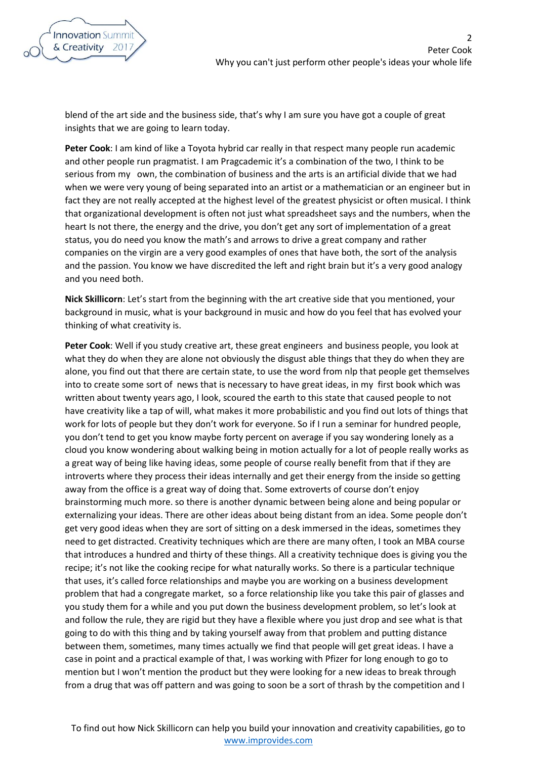blend of the art side and the business side, that's why I am sure you have got a couple of great insights that we are going to learn today.

**Peter Cook**: I am kind of like a Toyota hybrid car really in that respect many people run academic and other people run pragmatist. I am Pragcademic it's a combination of the two, I think to be serious from my own, the combination of business and the arts is an artificial divide that we had when we were very young of being separated into an artist or a mathematician or an engineer but in fact they are not really accepted at the highest level of the greatest physicist or often musical. I think that organizational development is often not just what spreadsheet says and the numbers, when the heart Is not there, the energy and the drive, you don't get any sort of implementation of a great status, you do need you know the math's and arrows to drive a great company and rather companies on the virgin are a very good examples of ones that have both, the sort of the analysis and the passion. You know we have discredited the left and right brain but it's a very good analogy and you need both.

**Nick Skillicorn**: Let's start from the beginning with the art creative side that you mentioned, your background in music, what is your background in music and how do you feel that has evolved your thinking of what creativity is.

**Peter Cook**: Well if you study creative art, these great engineers and business people, you look at what they do when they are alone not obviously the disgust able things that they do when they are alone, you find out that there are certain state, to use the word from nlp that people get themselves into to create some sort of news that is necessary to have great ideas, in my first book which was written about twenty years ago, I look, scoured the earth to this state that caused people to not have creativity like a tap of will, what makes it more probabilistic and you find out lots of things that work for lots of people but they don't work for everyone. So if I run a seminar for hundred people, you don't tend to get you know maybe forty percent on average if you say wondering lonely as a cloud you know wondering about walking being in motion actually for a lot of people really works as a great way of being like having ideas, some people of course really benefit from that if they are introverts where they process their ideas internally and get their energy from the inside so getting away from the office is a great way of doing that. Some extroverts of course don't enjoy brainstorming much more. so there is another dynamic between being alone and being popular or externalizing your ideas. There are other ideas about being distant from an idea. Some people don't get very good ideas when they are sort of sitting on a desk immersed in the ideas, sometimes they need to get distracted. Creativity techniques which are there are many often, I took an MBA course that introduces a hundred and thirty of these things. All a creativity technique does is giving you the recipe; it's not like the cooking recipe for what naturally works. So there is a particular technique that uses, it's called force relationships and maybe you are working on a business development problem that had a congregate market, so a force relationship like you take this pair of glasses and you study them for a while and you put down the business development problem, so let's look at and follow the rule, they are rigid but they have a flexible where you just drop and see what is that going to do with this thing and by taking yourself away from that problem and putting distance between them, sometimes, many times actually we find that people will get great ideas. I have a case in point and a practical example of that, I was working with Pfizer for long enough to go to mention but I won't mention the product but they were looking for a new ideas to break through from a drug that was off pattern and was going to soon be a sort of thrash by the competition and I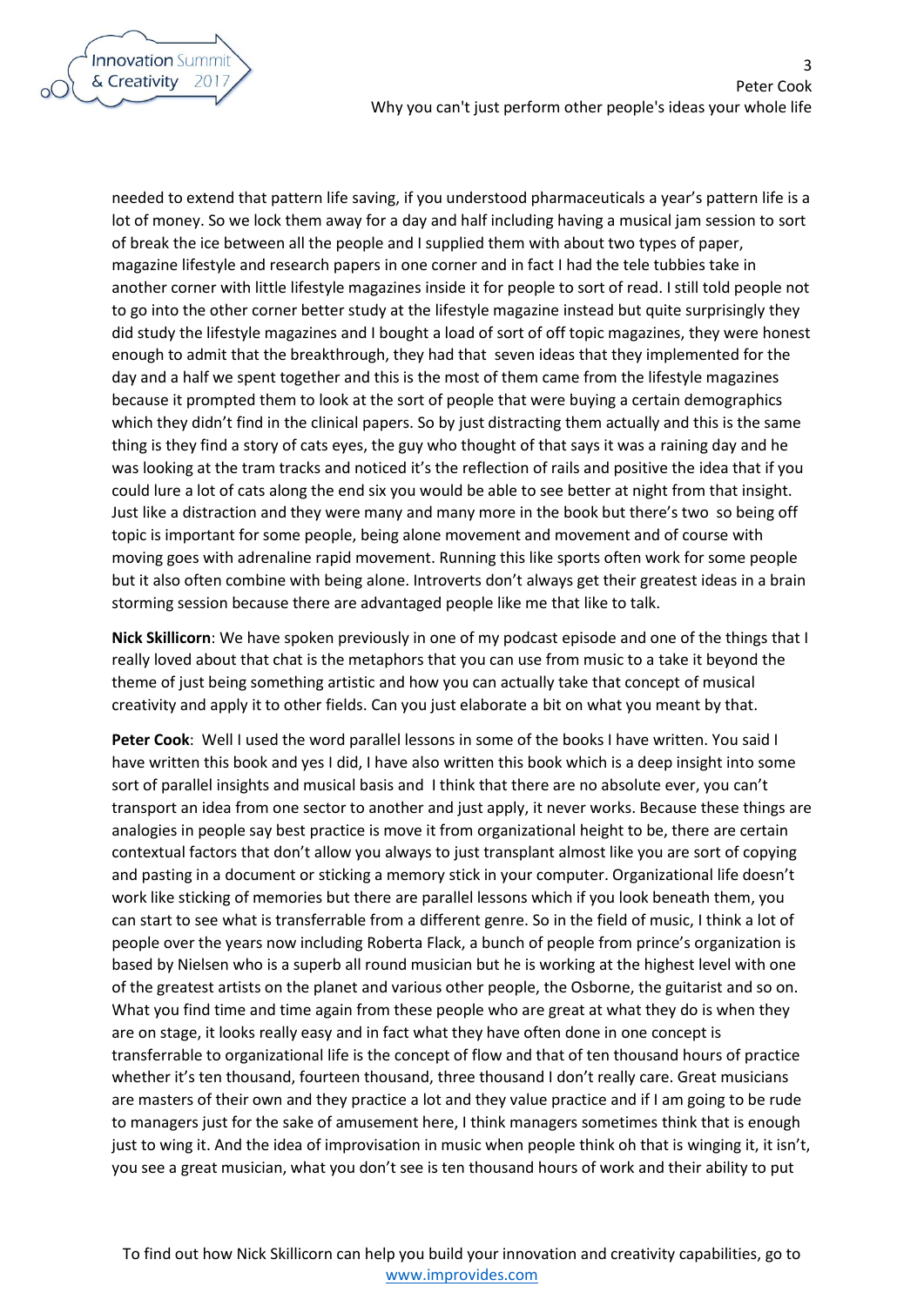needed to extend that pattern life saving, if you understood pharmaceuticals a year's pattern life is a lot of money. So we lock them away for a day and half including having a musical jam session to sort of break the ice between all the people and I supplied them with about two types of paper, magazine lifestyle and research papers in one corner and in fact I had the tele tubbies take in another corner with little lifestyle magazines inside it for people to sort of read. I still told people not to go into the other corner better study at the lifestyle magazine instead but quite surprisingly they did study the lifestyle magazines and I bought a load of sort of off topic magazines, they were honest enough to admit that the breakthrough, they had that seven ideas that they implemented for the day and a half we spent together and this is the most of them came from the lifestyle magazines because it prompted them to look at the sort of people that were buying a certain demographics which they didn't find in the clinical papers. So by just distracting them actually and this is the same thing is they find a story of cats eyes, the guy who thought of that says it was a raining day and he was looking at the tram tracks and noticed it's the reflection of rails and positive the idea that if you could lure a lot of cats along the end six you would be able to see better at night from that insight. Just like a distraction and they were many and many more in the book but there's two so being off topic is important for some people, being alone movement and movement and of course with moving goes with adrenaline rapid movement. Running this like sports often work for some people but it also often combine with being alone. Introverts don't always get their greatest ideas in a brain storming session because there are advantaged people like me that like to talk.

**Nick Skillicorn**: We have spoken previously in one of my podcast episode and one of the things that I really loved about that chat is the metaphors that you can use from music to a take it beyond the theme of just being something artistic and how you can actually take that concept of musical creativity and apply it to other fields. Can you just elaborate a bit on what you meant by that.

**Peter Cook**: Well I used the word parallel lessons in some of the books I have written. You said I have written this book and yes I did, I have also written this book which is a deep insight into some sort of parallel insights and musical basis and I think that there are no absolute ever, you can't transport an idea from one sector to another and just apply, it never works. Because these things are analogies in people say best practice is move it from organizational height to be, there are certain contextual factors that don't allow you always to just transplant almost like you are sort of copying and pasting in a document or sticking a memory stick in your computer. Organizational life doesn't work like sticking of memories but there are parallel lessons which if you look beneath them, you can start to see what is transferrable from a different genre. So in the field of music, I think a lot of people over the years now including Roberta Flack, a bunch of people from prince's organization is based by Nielsen who is a superb all round musician but he is working at the highest level with one of the greatest artists on the planet and various other people, the Osborne, the guitarist and so on. What you find time and time again from these people who are great at what they do is when they are on stage, it looks really easy and in fact what they have often done in one concept is transferrable to organizational life is the concept of flow and that of ten thousand hours of practice whether it's ten thousand, fourteen thousand, three thousand I don't really care. Great musicians are masters of their own and they practice a lot and they value practice and if I am going to be rude to managers just for the sake of amusement here, I think managers sometimes think that is enough just to wing it. And the idea of improvisation in music when people think oh that is winging it, it isn't, you see a great musician, what you don't see is ten thousand hours of work and their ability to put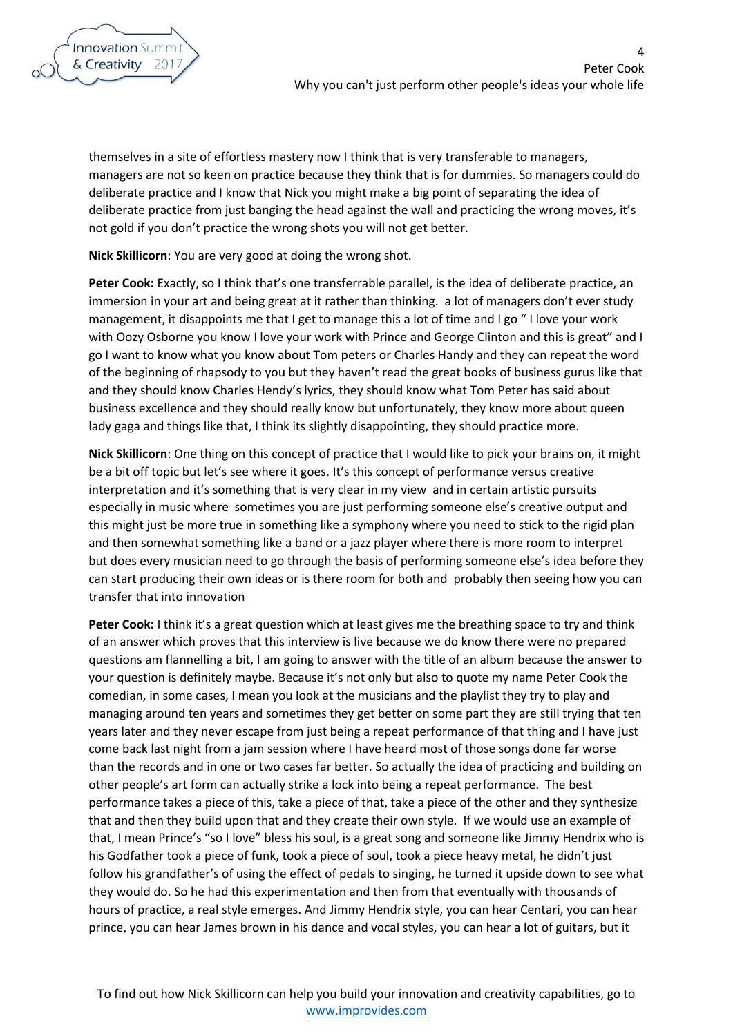themselves in a site of effortless mastery now I think that is very transferable to managers, managers are not so keen on practice because they think that is for dummies. So managers could do deliberate practice and I know that Nick you might make a big point of separating the idea of deliberate practice from just banging the head against the wall and practicing the wrong moves, it's not gold if you don't practice the wrong shots you will not get better.

**Nick Skillicorn**: You are very good at doing the wrong shot.

**Peter Cook:** Exactly, so I think that's one transferrable parallel, is the idea of deliberate practice, an immersion in your art and being great at it rather than thinking. a lot of managers don't ever study management, it disappoints me that I get to manage this a lot of time and I go " I love your work with Oozy Osborne you know I love your work with Prince and George Clinton and this is great" and I go I want to know what you know about Tom peters or Charles Handy and they can repeat the word of the beginning of rhapsody to you but they haven't read the great books of business gurus like that and they should know Charles Hendy's lyrics, they should know what Tom Peter has said about business excellence and they should really know but unfortunately, they know more about queen lady gaga and things like that, I think its slightly disappointing, they should practice more.

**Nick Skillicorn**: One thing on this concept of practice that I would like to pick your brains on, it might be a bit off topic but let's see where it goes. It's this concept of performance versus creative interpretation and it's something that is very clear in my view and in certain artistic pursuits especially in music where sometimes you are just performing someone else's creative output and this might just be more true in something like a symphony where you need to stick to the rigid plan and then somewhat something like a band or a jazz player where there is more room to interpret but does every musician need to go through the basis of performing someone else's idea before they can start producing their own ideas or is there room for both and probably then seeing how you can transfer that into innovation

**Peter Cook:** I think it's a great question which at least gives me the breathing space to try and think of an answer which proves that this interview is live because we do know there were no prepared questions am flannelling a bit, I am going to answer with the title of an album because the answer to your question is definitely maybe. Because it's not only but also to quote my name Peter Cook the comedian, in some cases, I mean you look at the musicians and the playlist they try to play and managing around ten years and sometimes they get better on some part they are still trying that ten years later and they never escape from just being a repeat performance of that thing and I have just come back last night from a jam session where I have heard most of those songs done far worse than the records and in one or two cases far better. So actually the idea of practicing and building on other people's art form can actually strike a lock into being a repeat performance. The best performance takes a piece of this, take a piece of that, take a piece of the other and they synthesize that and then they build upon that and they create their own style. If we would use an example of that, I mean Prince's "so I love" bless his soul, is a great song and someone like Jimmy Hendrix who is his Godfather took a piece of funk, took a piece of soul, took a piece heavy metal, he didn't just follow his grandfather's of using the effect of pedals to singing, he turned it upside down to see what they would do. So he had this experimentation and then from that eventually with thousands of hours of practice, a real style emerges. And Jimmy Hendrix style, you can hear Centari, you can hear prince, you can hear James brown in his dance and vocal styles, you can hear a lot of guitars, but it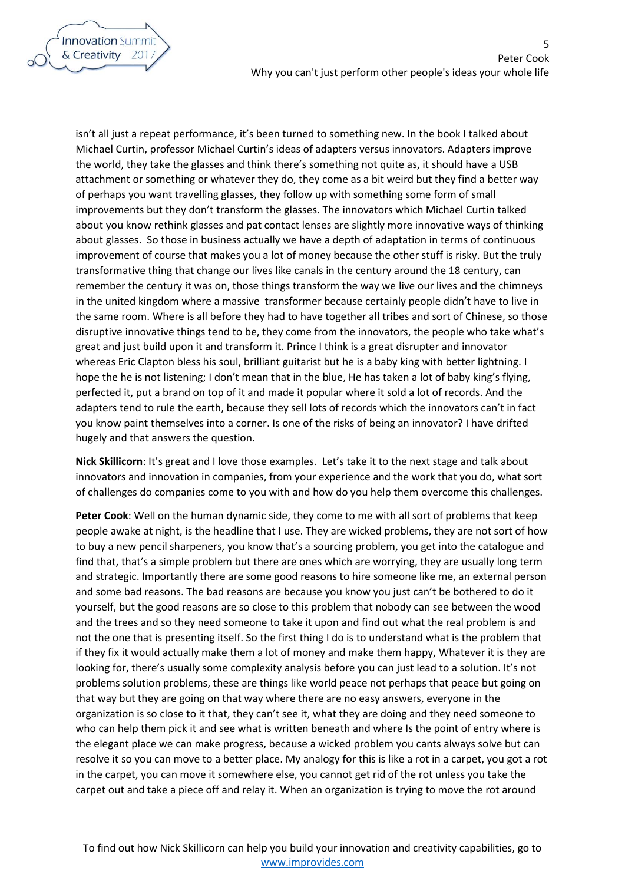isn't all just a repeat performance, it's been turned to something new. In the book I talked about Michael Curtin, professor Michael Curtin's ideas of adapters versus innovators. Adapters improve the world, they take the glasses and think there's something not quite as, it should have a USB attachment or something or whatever they do, they come as a bit weird but they find a better way of perhaps you want travelling glasses, they follow up with something some form of small improvements but they don't transform the glasses. The innovators which Michael Curtin talked about you know rethink glasses and pat contact lenses are slightly more innovative ways of thinking about glasses. So those in business actually we have a depth of adaptation in terms of continuous improvement of course that makes you a lot of money because the other stuff is risky. But the truly transformative thing that change our lives like canals in the century around the 18 century, can remember the century it was on, those things transform the way we live our lives and the chimneys in the united kingdom where a massive transformer because certainly people didn't have to live in the same room. Where is all before they had to have together all tribes and sort of Chinese, so those disruptive innovative things tend to be, they come from the innovators, the people who take what's great and just build upon it and transform it. Prince I think is a great disrupter and innovator whereas Eric Clapton bless his soul, brilliant guitarist but he is a baby king with better lightning. I hope the he is not listening; I don't mean that in the blue, He has taken a lot of baby king's flying, perfected it, put a brand on top of it and made it popular where it sold a lot of records. And the adapters tend to rule the earth, because they sell lots of records which the innovators can't in fact you know paint themselves into a corner. Is one of the risks of being an innovator? I have drifted hugely and that answers the question.

**Nick Skillicorn**: It's great and I love those examples. Let's take it to the next stage and talk about innovators and innovation in companies, from your experience and the work that you do, what sort of challenges do companies come to you with and how do you help them overcome this challenges.

**Peter Cook**: Well on the human dynamic side, they come to me with all sort of problems that keep people awake at night, is the headline that I use. They are wicked problems, they are not sort of how to buy a new pencil sharpeners, you know that's a sourcing problem, you get into the catalogue and find that, that's a simple problem but there are ones which are worrying, they are usually long term and strategic. Importantly there are some good reasons to hire someone like me, an external person and some bad reasons. The bad reasons are because you know you just can't be bothered to do it yourself, but the good reasons are so close to this problem that nobody can see between the wood and the trees and so they need someone to take it upon and find out what the real problem is and not the one that is presenting itself. So the first thing I do is to understand what is the problem that if they fix it would actually make them a lot of money and make them happy, Whatever it is they are looking for, there's usually some complexity analysis before you can just lead to a solution. It's not problems solution problems, these are things like world peace not perhaps that peace but going on that way but they are going on that way where there are no easy answers, everyone in the organization is so close to it that, they can't see it, what they are doing and they need someone to who can help them pick it and see what is written beneath and where Is the point of entry where is the elegant place we can make progress, because a wicked problem you cants always solve but can resolve it so you can move to a better place. My analogy for this is like a rot in a carpet, you got a rot in the carpet, you can move it somewhere else, you cannot get rid of the rot unless you take the carpet out and take a piece off and relay it. When an organization is trying to move the rot around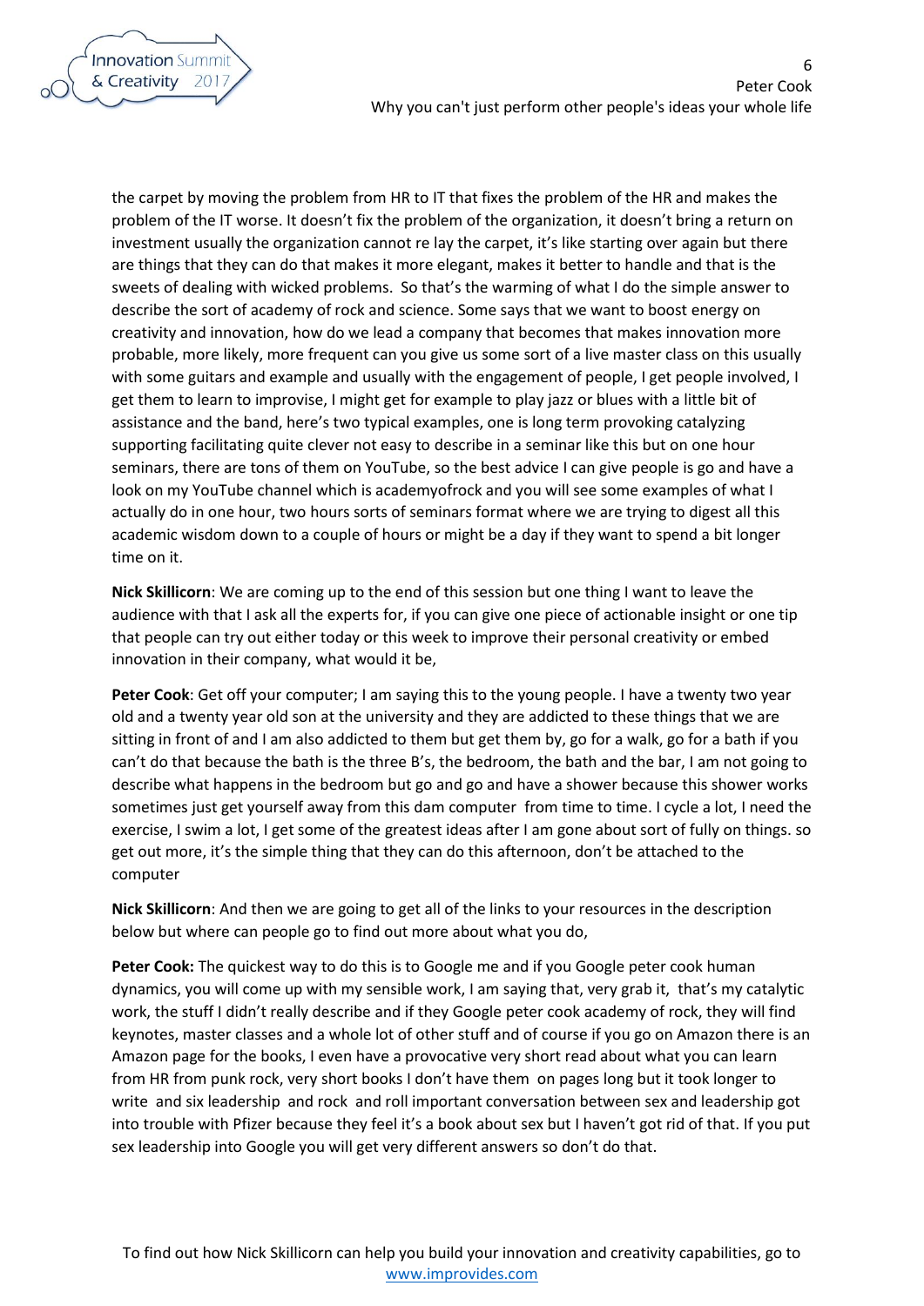the carpet by moving the problem from HR to IT that fixes the problem of the HR and makes the problem of the IT worse. It doesn't fix the problem of the organization, it doesn't bring a return on investment usually the organization cannot re lay the carpet, it's like starting over again but there are things that they can do that makes it more elegant, makes it better to handle and that is the sweets of dealing with wicked problems. So that's the warming of what I do the simple answer to describe the sort of academy of rock and science. Some says that we want to boost energy on creativity and innovation, how do we lead a company that becomes that makes innovation more probable, more likely, more frequent can you give us some sort of a live master class on this usually with some guitars and example and usually with the engagement of people, I get people involved, I get them to learn to improvise, I might get for example to play jazz or blues with a little bit of assistance and the band, here's two typical examples, one is long term provoking catalyzing supporting facilitating quite clever not easy to describe in a seminar like this but on one hour seminars, there are tons of them on YouTube, so the best advice I can give people is go and have a look on my YouTube channel which is academyofrock and you will see some examples of what I actually do in one hour, two hours sorts of seminars format where we are trying to digest all this academic wisdom down to a couple of hours or might be a day if they want to spend a bit longer time on it.

**Nick Skillicorn**: We are coming up to the end of this session but one thing I want to leave the audience with that I ask all the experts for, if you can give one piece of actionable insight or one tip that people can try out either today or this week to improve their personal creativity or embed innovation in their company, what would it be,

**Peter Cook**: Get off your computer; I am saying this to the young people. I have a twenty two year old and a twenty year old son at the university and they are addicted to these things that we are sitting in front of and I am also addicted to them but get them by, go for a walk, go for a bath if you can't do that because the bath is the three B's, the bedroom, the bath and the bar, I am not going to describe what happens in the bedroom but go and go and have a shower because this shower works sometimes just get yourself away from this dam computer from time to time. I cycle a lot, I need the exercise, I swim a lot, I get some of the greatest ideas after I am gone about sort of fully on things. so get out more, it's the simple thing that they can do this afternoon, don't be attached to the computer

**Nick Skillicorn**: And then we are going to get all of the links to your resources in the description below but where can people go to find out more about what you do,

**Peter Cook:** The quickest way to do this is to Google me and if you Google peter cook human dynamics, you will come up with my sensible work, I am saying that, very grab it, that's my catalytic work, the stuff I didn't really describe and if they Google peter cook academy of rock, they will find keynotes, master classes and a whole lot of other stuff and of course if you go on Amazon there is an Amazon page for the books, I even have a provocative very short read about what you can learn from HR from punk rock, very short books I don't have them on pages long but it took longer to write and six leadership and rock and roll important conversation between sex and leadership got into trouble with Pfizer because they feel it's a book about sex but I haven't got rid of that. If you put sex leadership into Google you will get very different answers so don't do that.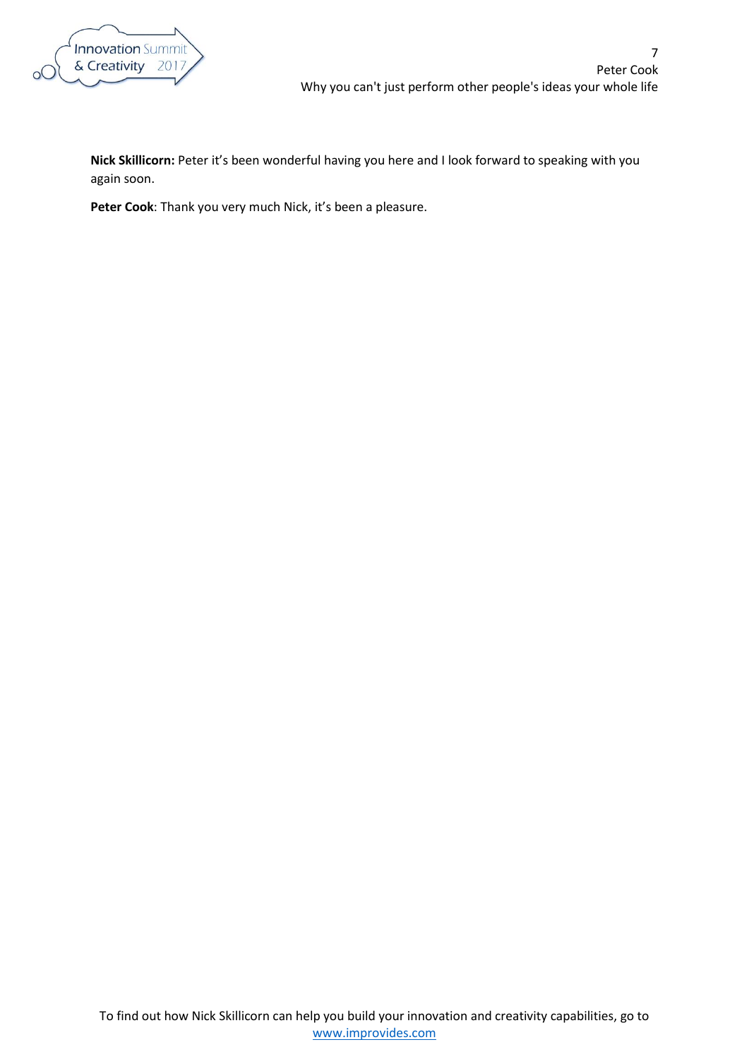**Nick Skillicorn:** Peter it's been wonderful having you here and I look forward to speaking with you again soon.

**Peter Cook**: Thank you very much Nick, it's been a pleasure.